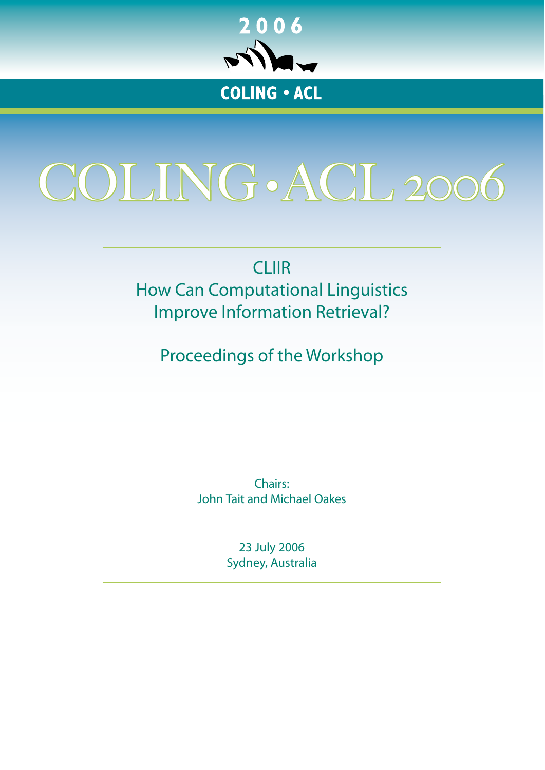2006

COLING • ACL

# COLING • ACL 2006

## CLIIR
## How Can Computational Linguistics Improve Information Retrieval?

### Proceedings of the Workshop

Chairs:
John Tait and Michael Oakes

23 July 2006
Sydney, Australia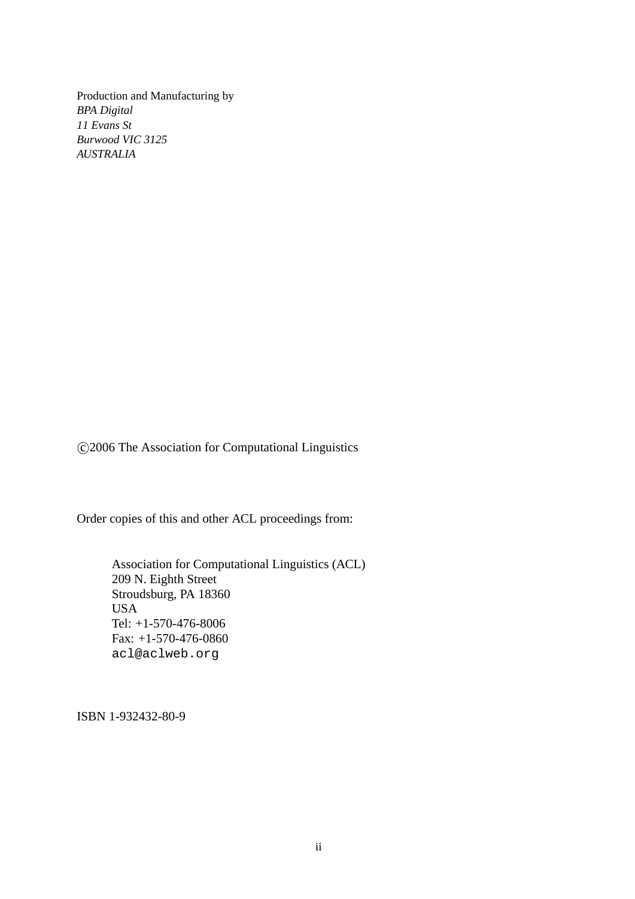Production and Manufacturing by  
*BPA Digital*  
*11 Evans St*  
*Burwood VIC 3125*  
*AUSTRALIA*

©2006 The Association for Computational Linguistics

Order copies of this and other ACL proceedings from:

> Association for Computational Linguistics (ACL)  
> 209 N. Eighth Street  
> Stroudsburg, PA 18360  
> USA  
> Tel: +1-570-476-8006  
> Fax: +1-570-476-0860  
> `acl@aclweb.org`

ISBN 1-932432-80-9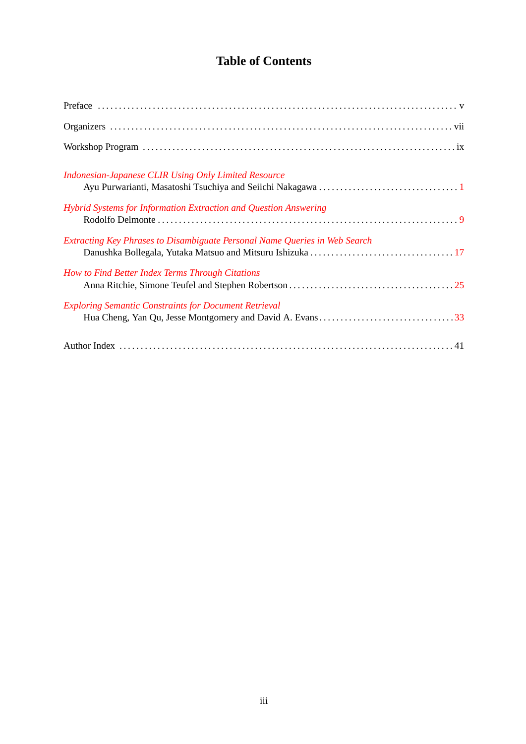# Table of Contents

Preface ... v

Organizers ... vii

Workshop Program ... ix

*Indonesian-Japanese CLIR Using Only Limited Resource*
Ayu Purwarianti, Masatoshi Tsuchiya and Seiichi Nakagawa ... 1

*Hybrid Systems for Information Extraction and Question Answering*
Rodolfo Delmonte ... 9

*Extracting Key Phrases to Disambiguate Personal Name Queries in Web Search*
Danushka Bollegala, Yutaka Matsuo and Mitsuru Ishizuka ... 17

*How to Find Better Index Terms Through Citations*
Anna Ritchie, Simone Teufel and Stephen Robertson ... 25

*Exploring Semantic Constraints for Document Retrieval*
Hua Cheng, Yan Qu, Jesse Montgomery and David A. Evans ... 33

Author Index ... 41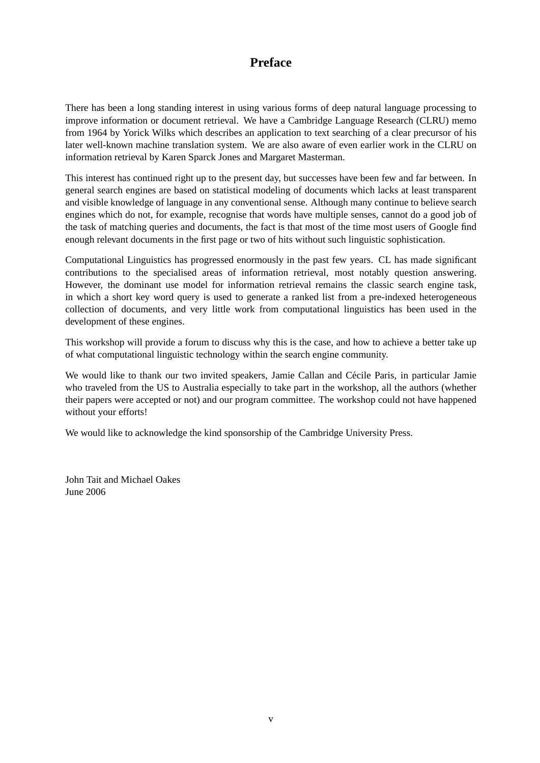# Preface

There has been a long standing interest in using various forms of deep natural language processing to improve information or document retrieval. We have a Cambridge Language Research (CLRU) memo from 1964 by Yorick Wilks which describes an application to text searching of a clear precursor of his later well-known machine translation system. We are also aware of even earlier work in the CLRU on information retrieval by Karen Sparck Jones and Margaret Masterman.

This interest has continued right up to the present day, but successes have been few and far between. In general search engines are based on statistical modeling of documents which lacks at least transparent and visible knowledge of language in any conventional sense. Although many continue to believe search engines which do not, for example, recognise that words have multiple senses, cannot do a good job of the task of matching queries and documents, the fact is that most of the time most users of Google find enough relevant documents in the first page or two of hits without such linguistic sophistication.

Computational Linguistics has progressed enormously in the past few years. CL has made significant contributions to the specialised areas of information retrieval, most notably question answering. However, the dominant use model for information retrieval remains the classic search engine task, in which a short key word query is used to generate a ranked list from a pre-indexed heterogeneous collection of documents, and very little work from computational linguistics has been used in the development of these engines.

This workshop will provide a forum to discuss why this is the case, and how to achieve a better take up of what computational linguistic technology within the search engine community.

We would like to thank our two invited speakers, Jamie Callan and Cécile Paris, in particular Jamie who traveled from the US to Australia especially to take part in the workshop, all the authors (whether their papers were accepted or not) and our program committee. The workshop could not have happened without your efforts!

We would like to acknowledge the kind sponsorship of the Cambridge University Press.

John Tait and Michael Oakes
June 2006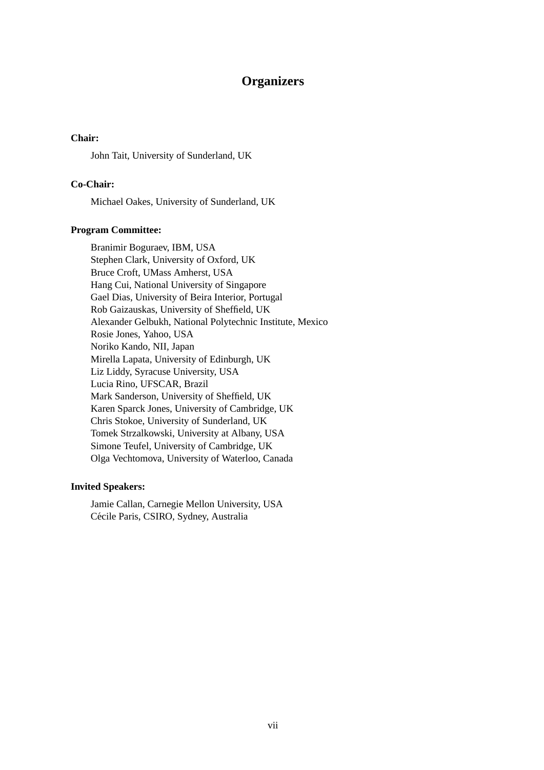# Organizers

**Chair:**

John Tait, University of Sunderland, UK

**Co-Chair:**

Michael Oakes, University of Sunderland, UK

**Program Committee:**

Branimir Boguraev, IBM, USA
Stephen Clark, University of Oxford, UK
Bruce Croft, UMass Amherst, USA
Hang Cui, National University of Singapore
Gael Dias, University of Beira Interior, Portugal
Rob Gaizauskas, University of Sheffield, UK
Alexander Gelbukh, National Polytechnic Institute, Mexico
Rosie Jones, Yahoo, USA
Noriko Kando, NII, Japan
Mirella Lapata, University of Edinburgh, UK
Liz Liddy, Syracuse University, USA
Lucia Rino, UFSCAR, Brazil
Mark Sanderson, University of Sheffield, UK
Karen Sparck Jones, University of Cambridge, UK
Chris Stokoe, University of Sunderland, UK
Tomek Strzalkowski, University at Albany, USA
Simone Teufel, University of Cambridge, UK
Olga Vechtomova, University of Waterloo, Canada

**Invited Speakers:**

Jamie Callan, Carnegie Mellon University, USA
Cécile Paris, CSIRO, Sydney, Australia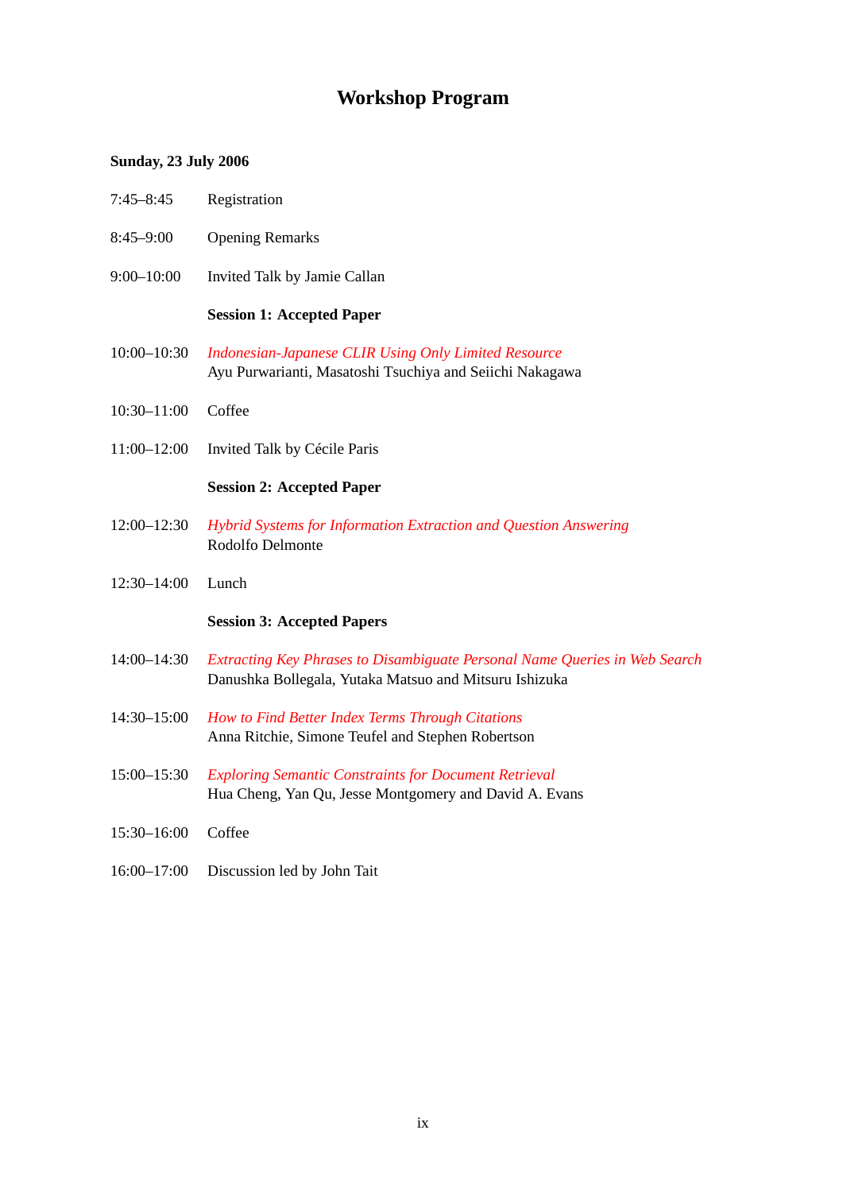# Workshop Program

**Sunday, 23 July 2006**

7:45–8:45 Registration

8:45–9:00 Opening Remarks

9:00–10:00 Invited Talk by Jamie Callan

**Session 1: Accepted Paper**

10:00–10:30 *Indonesian-Japanese CLIR Using Only Limited Resource*
Ayu Purwarianti, Masatoshi Tsuchiya and Seiichi Nakagawa

10:30–11:00 Coffee

11:00–12:00 Invited Talk by Cécile Paris

**Session 2: Accepted Paper**

12:00–12:30 *Hybrid Systems for Information Extraction and Question Answering*
Rodolfo Delmonte

12:30–14:00 Lunch

**Session 3: Accepted Papers**

14:00–14:30 *Extracting Key Phrases to Disambiguate Personal Name Queries in Web Search*
Danushka Bollegala, Yutaka Matsuo and Mitsuru Ishizuka

14:30–15:00 *How to Find Better Index Terms Through Citations*
Anna Ritchie, Simone Teufel and Stephen Robertson

15:00–15:30 *Exploring Semantic Constraints for Document Retrieval*
Hua Cheng, Yan Qu, Jesse Montgomery and David A. Evans

15:30–16:00 Coffee

16:00–17:00 Discussion led by John Tait